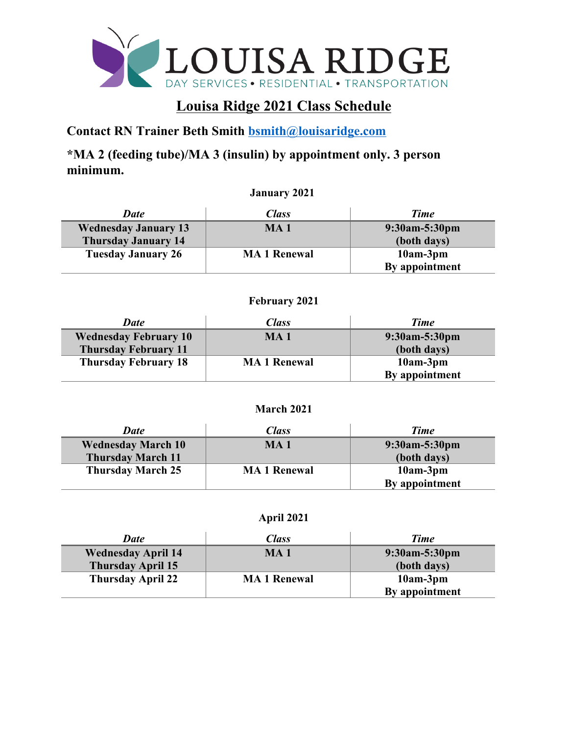LOUISA RIDGE

DAY SERVICES • RESIDENTIAL • TRANSPORTATION

# Louisa Ridge 2021 Class Schedule

**Contact RN Trainer Beth Smith bsmith@louisaridge.com**

**\*MA 2 (feeding tube)/MA 3 (insulin) by appointment only. 3 person minimum.**

**January 2021**

| *Date* | *Class* | *Time* |
|---|---|---|
| **Wednesday January 13**<br>**Thursday January 14** | **MA 1** | **9:30am-5:30pm**<br>**(both days)** |
| **Tuesday January 26** | **MA 1 Renewal** | **10am-3pm**<br>**By appointment** |

**February 2021**

| *Date* | *Class* | *Time* |
|---|---|---|
| **Wednesday February 10**<br>**Thursday February 11** | **MA 1** | **9:30am-5:30pm**<br>**(both days)** |
| **Thursday February 18** | **MA 1 Renewal** | **10am-3pm**<br>**By appointment** |

**March 2021**

| *Date* | *Class* | *Time* |
|---|---|---|
| **Wednesday March 10**<br>**Thursday March 11** | **MA 1** | **9:30am-5:30pm**<br>**(both days)** |
| **Thursday March 25** | **MA 1 Renewal** | **10am-3pm**<br>**By appointment** |

**April 2021**

| *Date* | *Class* | *Time* |
|---|---|---|
| **Wednesday April 14**<br>**Thursday April 15** | **MA 1** | **9:30am-5:30pm**<br>**(both days)** |
| **Thursday April 22** | **MA 1 Renewal** | **10am-3pm**<br>**By appointment** |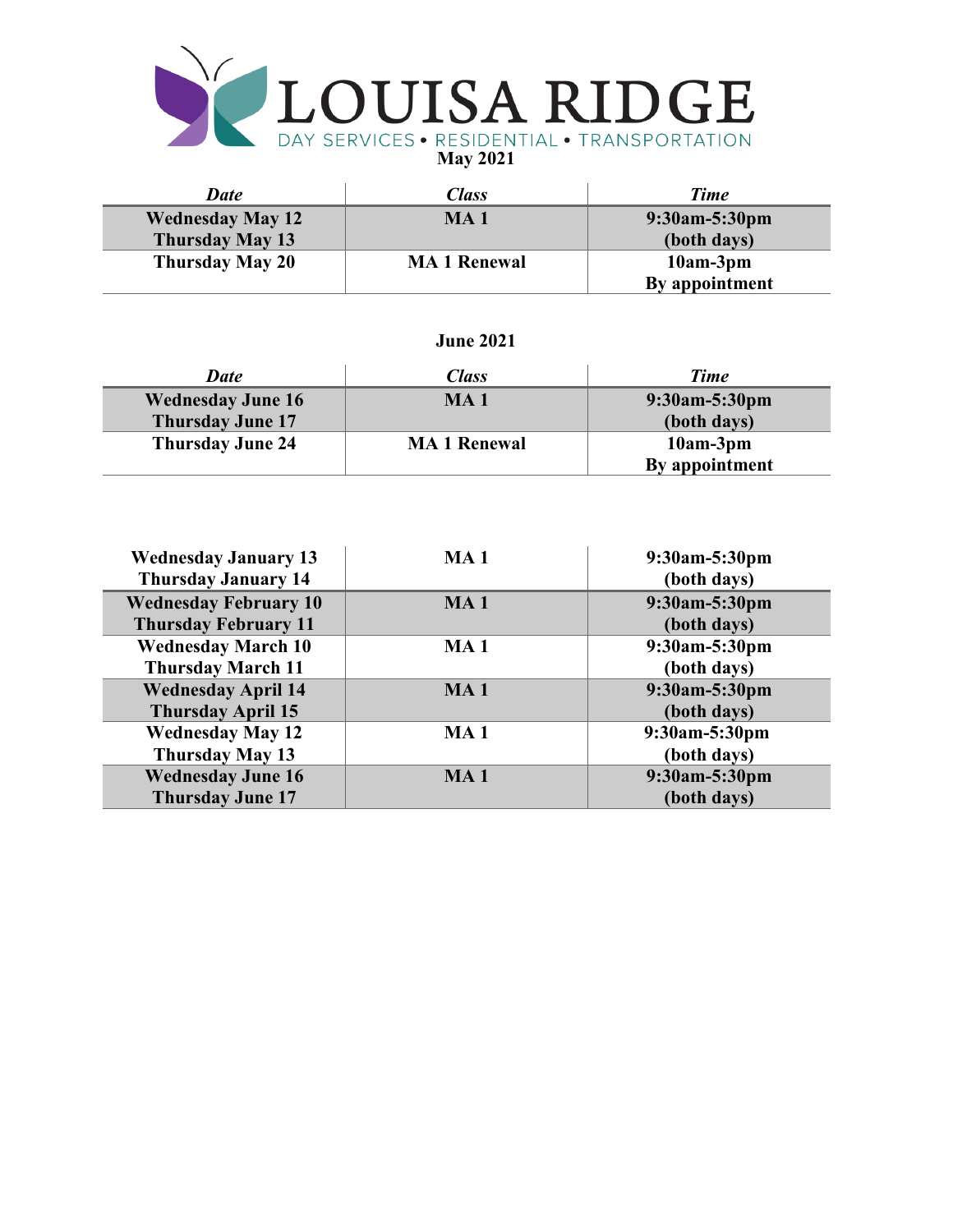# LOUISA RIDGE

DAY SERVICES • RESIDENTIAL • TRANSPORTATION

**May 2021**

| *Date* | *Class* | *Time* |
|---|---|---|
| **Wednesday May 12<br>Thursday May 13** | **MA 1** | **9:30am-5:30pm<br>(both days)** |
| **Thursday May 20** | **MA 1 Renewal** | **10am-3pm<br>By appointment** |

**June 2021**

| *Date* | *Class* | *Time* |
|---|---|---|
| **Wednesday June 16<br>Thursday June 17** | **MA 1** | **9:30am-5:30pm<br>(both days)** |
| **Thursday June 24** | **MA 1 Renewal** | **10am-3pm<br>By appointment** |

| | | |
|---|---|---|
| **Wednesday January 13<br>Thursday January 14** | **MA 1** | **9:30am-5:30pm<br>(both days)** |
| **Wednesday February 10<br>Thursday February 11** | **MA 1** | **9:30am-5:30pm<br>(both days)** |
| **Wednesday March 10<br>Thursday March 11** | **MA 1** | **9:30am-5:30pm<br>(both days)** |
| **Wednesday April 14<br>Thursday April 15** | **MA 1** | **9:30am-5:30pm<br>(both days)** |
| **Wednesday May 12<br>Thursday May 13** | **MA 1** | **9:30am-5:30pm<br>(both days)** |
| **Wednesday June 16<br>Thursday June 17** | **MA 1** | **9:30am-5:30pm<br>(both days)** |